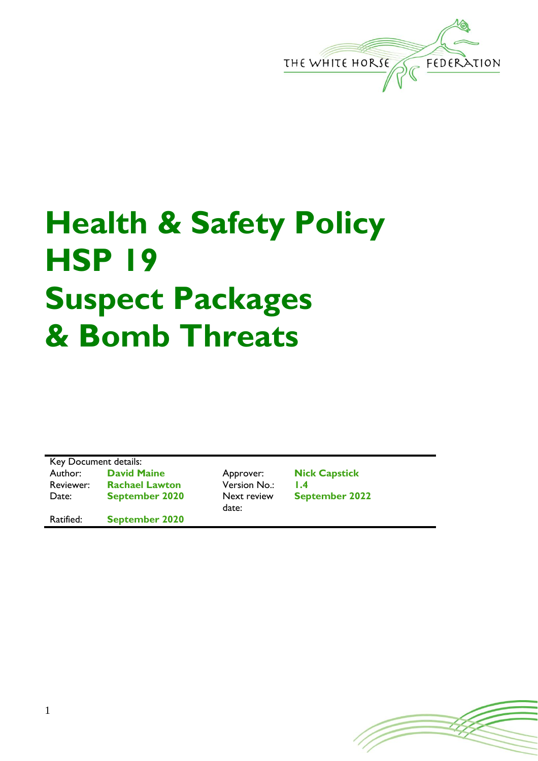THE WHITE HORSE FEDERATION

# Health & Safety Policy HSP 19 Suspect Packages & Bomb Threats

| Key Document details: | | | |
|---|---|---|---|
| Author: | **David Maine** | Approver: | **Nick Capstick** |
| Reviewer: | **Rachael Lawton** | Version No.: | **1.4** |
| Date: | **September 2020** | Next review date: | **September 2022** |
| Ratified: | **September 2020** | | |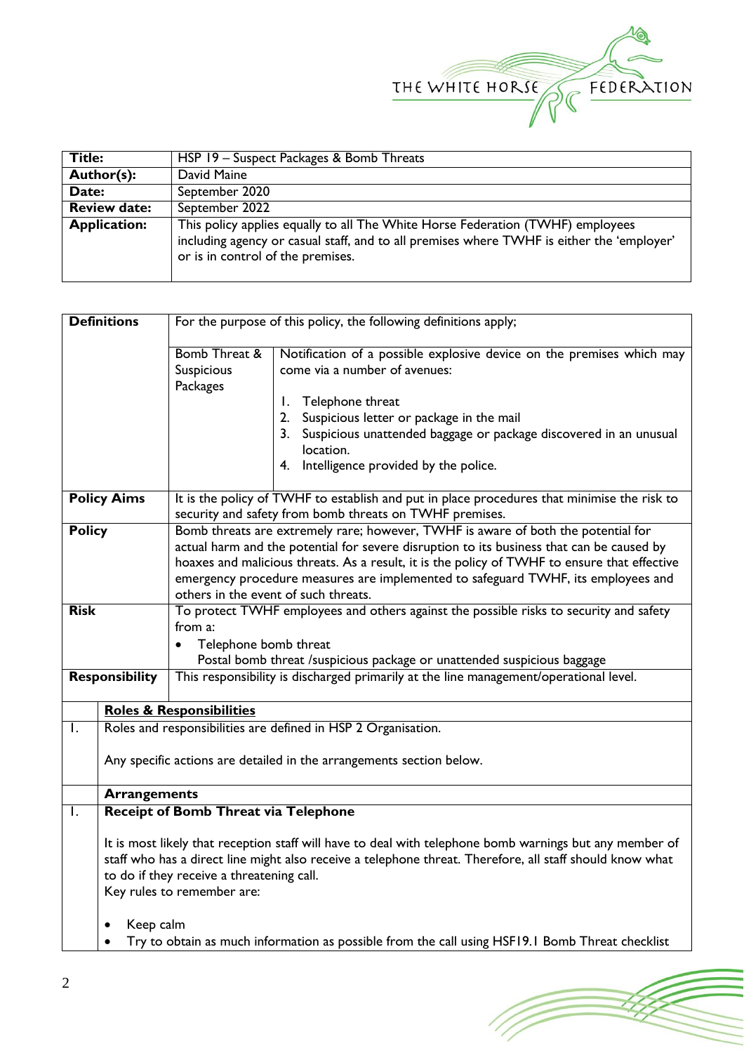| Title: | HSP 19 – Suspect Packages & Bomb Threats |
|---|---|
| Author(s): | David Maine |
| Date: | September 2020 |
| Review date: | September 2022 |
| Application: | This policy applies equally to all The White Horse Federation (TWHF) employees including agency or casual staff, and to all premises where TWHF is either the 'employer' or is in control of the premises. |

| **Definitions** | For the purpose of this policy, the following definitions apply; | |
|---|---|---|
| | Bomb Threat & Suspicious Packages | Notification of a possible explosive device on the premises which may come via a number of avenues:<br><br>1. Telephone threat<br>2. Suspicious letter or package in the mail<br>3. Suspicious unattended baggage or package discovered in an unusual location.<br>4. Intelligence provided by the police. |
| **Policy Aims** | It is the policy of TWHF to establish and put in place procedures that minimise the risk to security and safety from bomb threats on TWHF premises. | |
| **Policy** | Bomb threats are extremely rare; however, TWHF is aware of both the potential for actual harm and the potential for severe disruption to its business that can be caused by hoaxes and malicious threats. As a result, it is the policy of TWHF to ensure that effective emergency procedure measures are implemented to safeguard TWHF, its employees and others in the event of such threats. | |
| **Risk** | To protect TWHF employees and others against the possible risks to security and safety from a:<br>• Telephone bomb threat<br>Postal bomb threat /suspicious package or unattended suspicious baggage | |
| **Responsibility** | This responsibility is discharged primarily at the line management/operational level. | |

## Roles & Responsibilities

1. Roles and responsibilities are defined in HSP 2 Organisation.

   Any specific actions are detailed in the arrangements section below.

## Arrangements

1. **Receipt of Bomb Threat via Telephone**

   It is most likely that reception staff will have to deal with telephone bomb warnings but any member of staff who has a direct line might also receive a telephone threat. Therefore, all staff should know what to do if they receive a threatening call.
   Key rules to remember are:

   - Keep calm
   - Try to obtain as much information as possible from the call using HSF19.1 Bomb Threat checklist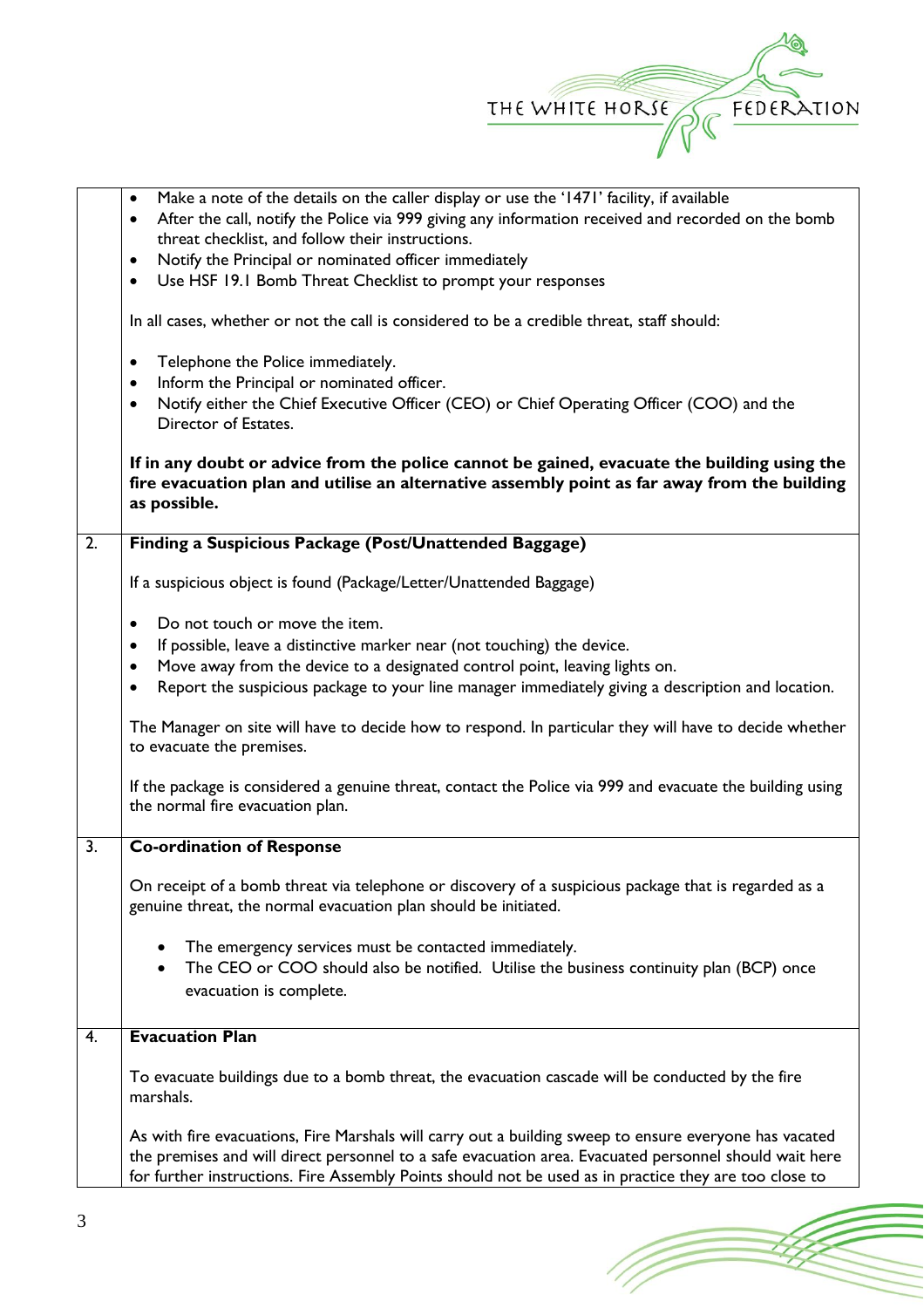| | |
|---|---|
| | • Make a note of the details on the caller display or use the '1471' facility, if available<br>• After the call, notify the Police via 999 giving any information received and recorded on the bomb threat checklist, and follow their instructions.<br>• Notify the Principal or nominated officer immediately<br>• Use HSF 19.1 Bomb Threat Checklist to prompt your responses<br><br>In all cases, whether or not the call is considered to be a credible threat, staff should:<br><br>• Telephone the Police immediately.<br>• Inform the Principal or nominated officer.<br>• Notify either the Chief Executive Officer (CEO) or Chief Operating Officer (COO) and the Director of Estates.<br><br>**If in any doubt or advice from the police cannot be gained, evacuate the building using the fire evacuation plan and utilise an alternative assembly point as far away from the building as possible.** |
| 2. | **Finding a Suspicious Package (Post/Unattended Baggage)**<br><br>If a suspicious object is found (Package/Letter/Unattended Baggage)<br><br>• Do not touch or move the item.<br>• If possible, leave a distinctive marker near (not touching) the device.<br>• Move away from the device to a designated control point, leaving lights on.<br>• Report the suspicious package to your line manager immediately giving a description and location.<br><br>The Manager on site will have to decide how to respond. In particular they will have to decide whether to evacuate the premises.<br><br>If the package is considered a genuine threat, contact the Police via 999 and evacuate the building using the normal fire evacuation plan. |
| 3. | **Co-ordination of Response**<br><br>On receipt of a bomb threat via telephone or discovery of a suspicious package that is regarded as a genuine threat, the normal evacuation plan should be initiated.<br><br>• The emergency services must be contacted immediately.<br>• The CEO or COO should also be notified. Utilise the business continuity plan (BCP) once evacuation is complete. |
| 4. | **Evacuation Plan**<br><br>To evacuate buildings due to a bomb threat, the evacuation cascade will be conducted by the fire marshals.<br><br>As with fire evacuations, Fire Marshals will carry out a building sweep to ensure everyone has vacated the premises and will direct personnel to a safe evacuation area. Evacuated personnel should wait here for further instructions. Fire Assembly Points should not be used as in practice they are too close to |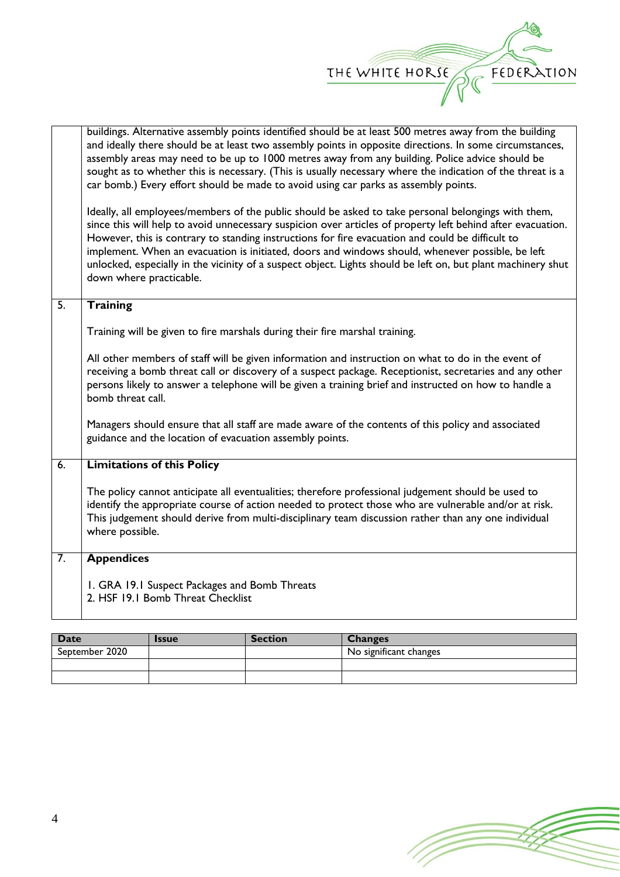buildings. Alternative assembly points identified should be at least 500 metres away from the building and ideally there should be at least two assembly points in opposite directions. In some circumstances, assembly areas may need to be up to 1000 metres away from any building. Police advice should be sought as to whether this is necessary. (This is usually necessary where the indication of the threat is a car bomb.) Every effort should be made to avoid using car parks as assembly points.

Ideally, all employees/members of the public should be asked to take personal belongings with them, since this will help to avoid unnecessary suspicion over articles of property left behind after evacuation. However, this is contrary to standing instructions for fire evacuation and could be difficult to implement. When an evacuation is initiated, doors and windows should, whenever possible, be left unlocked, especially in the vicinity of a suspect object. Lights should be left on, but plant machinery shut down where practicable.

## 5. Training

Training will be given to fire marshals during their fire marshal training.

All other members of staff will be given information and instruction on what to do in the event of receiving a bomb threat call or discovery of a suspect package. Receptionist, secretaries and any other persons likely to answer a telephone will be given a training brief and instructed on how to handle a bomb threat call.

Managers should ensure that all staff are made aware of the contents of this policy and associated guidance and the location of evacuation assembly points.

## 6. Limitations of this Policy

The policy cannot anticipate all eventualities; therefore professional judgement should be used to identify the appropriate course of action needed to protect those who are vulnerable and/or at risk. This judgement should derive from multi-disciplinary team discussion rather than any one individual where possible.

## 7. Appendices

1. GRA 19.1 Suspect Packages and Bomb Threats
2. HSF 19.1 Bomb Threat Checklist

| Date | Issue | Section | Changes |
|---|---|---|---|
| September 2020 | | | No significant changes |
| | | | |
| | | | |